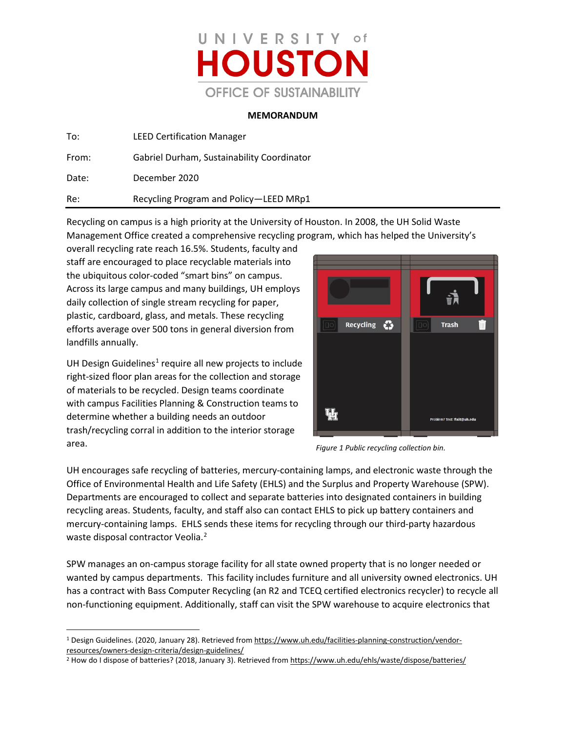UNIVERSITY of HOUSTON

OFFICE OF SUSTAINABILITY

**MEMORANDUM**

| | |
|---|---|
| To: | LEED Certification Manager |
| From: | Gabriel Durham, Sustainability Coordinator |
| Date: | December 2020 |
| Re: | Recycling Program and Policy—LEED MRp1 |

Recycling on campus is a high priority at the University of Houston. In 2008, the UH Solid Waste Management Office created a comprehensive recycling program, which has helped the University's overall recycling rate reach 16.5%. Students, faculty and staff are encouraged to place recyclable materials into the ubiquitous color-coded "smart bins" on campus. Across its large campus and many buildings, UH employs daily collection of single stream recycling for paper, plastic, cardboard, glass, and metals. These recycling efforts average over 500 tons in general diversion from landfills annually.

UH Design Guidelines[1] require all new projects to include right-sized floor plan areas for the collection and storage of materials to be recycled. Design teams coordinate with campus Facilities Planning & Construction teams to determine whether a building needs an outdoor trash/recycling corral in addition to the interior storage area.

*Figure 1 Public recycling collection bin.*

UH encourages safe recycling of batteries, mercury-containing lamps, and electronic waste through the Office of Environmental Health and Life Safety (EHLS) and the Surplus and Property Warehouse (SPW). Departments are encouraged to collect and separate batteries into designated containers in building recycling areas. Students, faculty, and staff also can contact EHLS to pick up battery containers and mercury-containing lamps. EHLS sends these items for recycling through our third-party hazardous waste disposal contractor Veolia.[2]

SPW manages an on-campus storage facility for all state owned property that is no longer needed or wanted by campus departments. This facility includes furniture and all university owned electronics. UH has a contract with Bass Computer Recycling (an R2 and TCEQ certified electronics recycler) to recycle all non-functioning equipment. Additionally, staff can visit the SPW warehouse to acquire electronics that

---

[1] Design Guidelines. (2020, January 28). Retrieved from https://www.uh.edu/facilities-planning-construction/vendor-resources/owners-design-criteria/design-guidelines/

[2] How do I dispose of batteries? (2018, January 3). Retrieved from https://www.uh.edu/ehls/waste/dispose/batteries/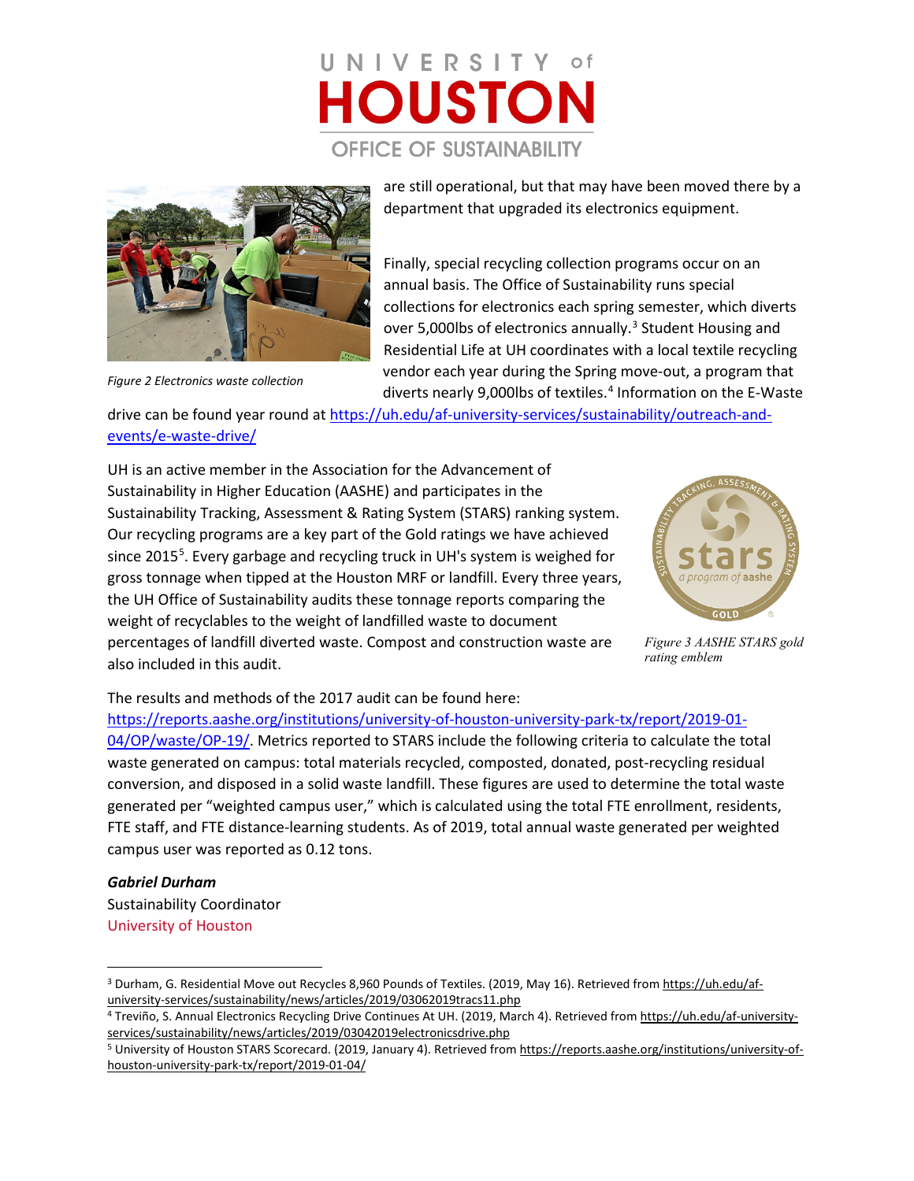are still operational, but that may have been moved there by a department that upgraded its electronics equipment.

Figure 2 Electronics waste collection

Finally, special recycling collection programs occur on an annual basis. The Office of Sustainability runs special collections for electronics each spring semester, which diverts over 5,000lbs of electronics annually.[3] Student Housing and Residential Life at UH coordinates with a local textile recycling vendor each year during the Spring move-out, a program that diverts nearly 9,000lbs of textiles.[4] Information on the E-Waste drive can be found year round at https://uh.edu/af-university-services/sustainability/outreach-and-events/e-waste-drive/

UH is an active member in the Association for the Advancement of Sustainability in Higher Education (AASHE) and participates in the Sustainability Tracking, Assessment & Rating System (STARS) ranking system. Our recycling programs are a key part of the Gold ratings we have achieved since 2015[5]. Every garbage and recycling truck in UH's system is weighed for gross tonnage when tipped at the Houston MRF or landfill. Every three years, the UH Office of Sustainability audits these tonnage reports comparing the weight of recyclables to the weight of landfilled waste to document percentages of landfill diverted waste. Compost and construction waste are also included in this audit.

*Figure 3 AASHE STARS gold rating emblem*

The results and methods of the 2017 audit can be found here: https://reports.aashe.org/institutions/university-of-houston-university-park-tx/report/2019-01-04/OP/waste/OP-19/. Metrics reported to STARS include the following criteria to calculate the total waste generated on campus: total materials recycled, composted, donated, post-recycling residual conversion, and disposed in a solid waste landfill. These figures are used to determine the total waste generated per "weighted campus user," which is calculated using the total FTE enrollment, residents, FTE staff, and FTE distance-learning students. As of 2019, total annual waste generated per weighted campus user was reported as 0.12 tons.

***Gabriel Durham***
Sustainability Coordinator
University of Houston

---

[3] Durham, G. Residential Move out Recycles 8,960 Pounds of Textiles. (2019, May 16). Retrieved from https://uh.edu/af-university-services/sustainability/news/articles/2019/03062019tracs11.php

[4] Treviño, S. Annual Electronics Recycling Drive Continues At UH. (2019, March 4). Retrieved from https://uh.edu/af-university-services/sustainability/news/articles/2019/03042019electronicsdrive.php

[5] University of Houston STARS Scorecard. (2019, January 4). Retrieved from https://reports.aashe.org/institutions/university-of-houston-university-park-tx/report/2019-01-04/